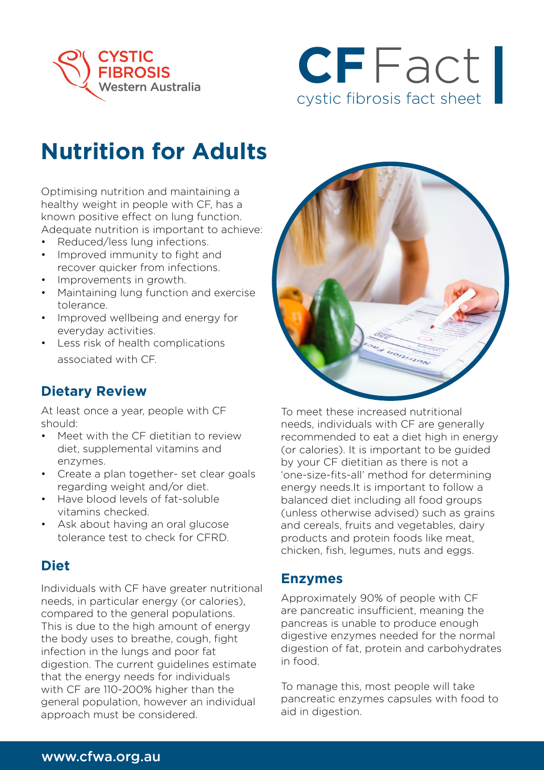CYSTIC FIBROSIS Western Australia

**CF** Fact
cystic fibrosis fact sheet

# Nutrition for Adults

Optimising nutrition and maintaining a healthy weight in people with CF, has a known positive effect on lung function. Adequate nutrition is important to achieve:

- Reduced/less lung infections.
- Improved immunity to fight and recover quicker from infections.
- Improvements in growth.
- Maintaining lung function and exercise tolerance.
- Improved wellbeing and energy for everyday activities.
- Less risk of health complications associated with CF.

## Dietary Review

At least once a year, people with CF should:

- Meet with the CF dietitian to review diet, supplemental vitamins and enzymes.
- Create a plan together- set clear goals regarding weight and/or diet.
- Have blood levels of fat-soluble vitamins checked.
- Ask about having an oral glucose tolerance test to check for CFRD.

## Diet

Individuals with CF have greater nutritional needs, in particular energy (or calories), compared to the general populations. This is due to the high amount of energy the body uses to breathe, cough, fight infection in the lungs and poor fat digestion. The current guidelines estimate that the energy needs for individuals with CF are 110-200% higher than the general population, however an individual approach must be considered.

To meet these increased nutritional needs, individuals with CF are generally recommended to eat a diet high in energy (or calories). It is important to be guided by your CF dietitian as there is not a 'one-size-fits-all' method for determining energy needs.It is important to follow a balanced diet including all food groups (unless otherwise advised) such as grains and cereals, fruits and vegetables, dairy products and protein foods like meat, chicken, fish, legumes, nuts and eggs.

## Enzymes

Approximately 90% of people with CF are pancreatic insufficient, meaning the pancreas is unable to produce enough digestive enzymes needed for the normal digestion of fat, protein and carbohydrates in food.

To manage this, most people will take pancreatic enzymes capsules with food to aid in digestion.

www.cfwa.org.au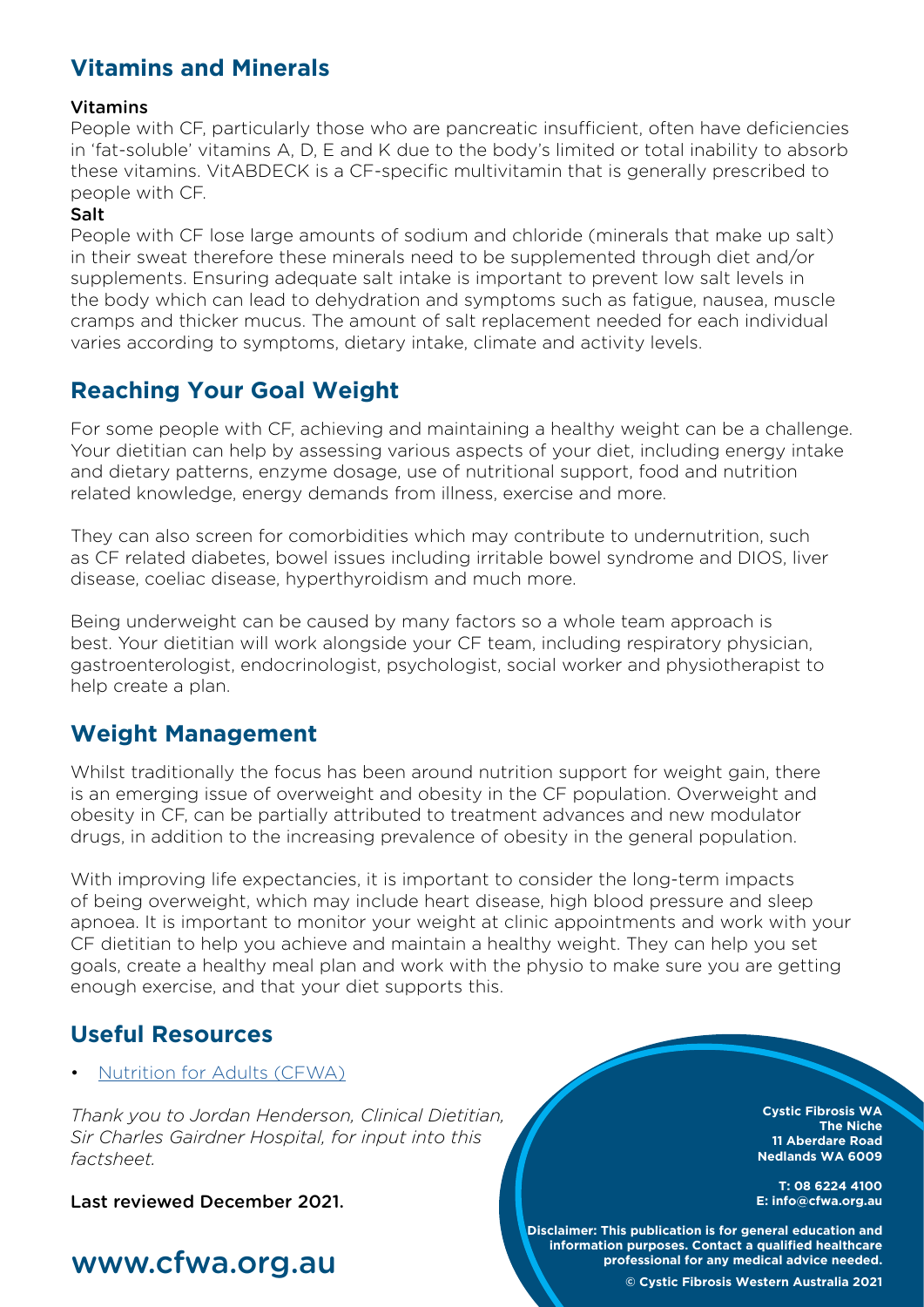## Vitamins and Minerals

### Vitamins

People with CF, particularly those who are pancreatic insufficient, often have deficiencies in 'fat-soluble' vitamins A, D, E and K due to the body's limited or total inability to absorb these vitamins. VitABDECK is a CF-specific multivitamin that is generally prescribed to people with CF.

### Salt

People with CF lose large amounts of sodium and chloride (minerals that make up salt) in their sweat therefore these minerals need to be supplemented through diet and/or supplements. Ensuring adequate salt intake is important to prevent low salt levels in the body which can lead to dehydration and symptoms such as fatigue, nausea, muscle cramps and thicker mucus. The amount of salt replacement needed for each individual varies according to symptoms, dietary intake, climate and activity levels.

## Reaching Your Goal Weight

For some people with CF, achieving and maintaining a healthy weight can be a challenge. Your dietitian can help by assessing various aspects of your diet, including energy intake and dietary patterns, enzyme dosage, use of nutritional support, food and nutrition related knowledge, energy demands from illness, exercise and more.

They can also screen for comorbidities which may contribute to undernutrition, such as CF related diabetes, bowel issues including irritable bowel syndrome and DIOS, liver disease, coeliac disease, hyperthyroidism and much more.

Being underweight can be caused by many factors so a whole team approach is best. Your dietitian will work alongside your CF team, including respiratory physician, gastroenterologist, endocrinologist, psychologist, social worker and physiotherapist to help create a plan.

## Weight Management

Whilst traditionally the focus has been around nutrition support for weight gain, there is an emerging issue of overweight and obesity in the CF population. Overweight and obesity in CF, can be partially attributed to treatment advances and new modulator drugs, in addition to the increasing prevalence of obesity in the general population.

With improving life expectancies, it is important to consider the long-term impacts of being overweight, which may include heart disease, high blood pressure and sleep apnoea. It is important to monitor your weight at clinic appointments and work with your CF dietitian to help you achieve and maintain a healthy weight. They can help you set goals, create a healthy meal plan and work with the physio to make sure you are getting enough exercise, and that your diet supports this.

## Useful Resources

- Nutrition for Adults (CFWA)

*Thank you to Jordan Henderson, Clinical Dietitian, Sir Charles Gairdner Hospital, for input into this factsheet.*

Last reviewed December 2021.

www.cfwa.org.au

**Cystic Fibrosis WA**
**The Niche**
**11 Aberdare Road**
**Nedlands WA 6009**

**T: 08 6224 4100**
**E: info@cfwa.org.au**

**Disclaimer: This publication is for general education and information purposes. Contact a qualified healthcare professional for any medical advice needed.**

**© Cystic Fibrosis Western Australia 2021**